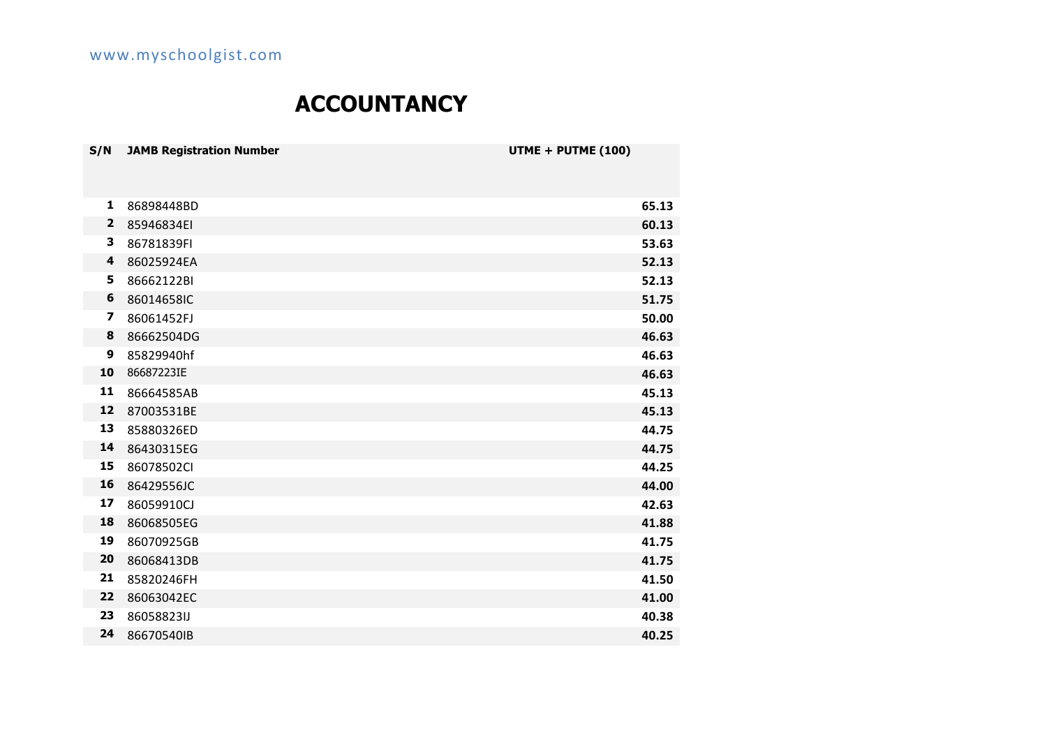www.myschoolgist.com

# ACCOUNTANCY

| S/N | JAMB Registration Number | UTME + PUTME (100) |
|---|---|---|
| 1 | 86898448BD | 65.13 |
| 2 | 85946834EI | 60.13 |
| 3 | 86781839FI | 53.63 |
| 4 | 86025924EA | 52.13 |
| 5 | 86662122BI | 52.13 |
| 6 | 86014658IC | 51.75 |
| 7 | 86061452FJ | 50.00 |
| 8 | 86662504DG | 46.63 |
| 9 | 85829940hf | 46.63 |
| 10 | 86687223IE | 46.63 |
| 11 | 86664585AB | 45.13 |
| 12 | 87003531BE | 45.13 |
| 13 | 85880326ED | 44.75 |
| 14 | 86430315EG | 44.75 |
| 15 | 86078502CI | 44.25 |
| 16 | 86429556JC | 44.00 |
| 17 | 86059910CJ | 42.63 |
| 18 | 86068505EG | 41.88 |
| 19 | 86070925GB | 41.75 |
| 20 | 86068413DB | 41.75 |
| 21 | 85820246FH | 41.50 |
| 22 | 86063042EC | 41.00 |
| 23 | 86058823IJ | 40.38 |
| 24 | 86670540IB | 40.25 |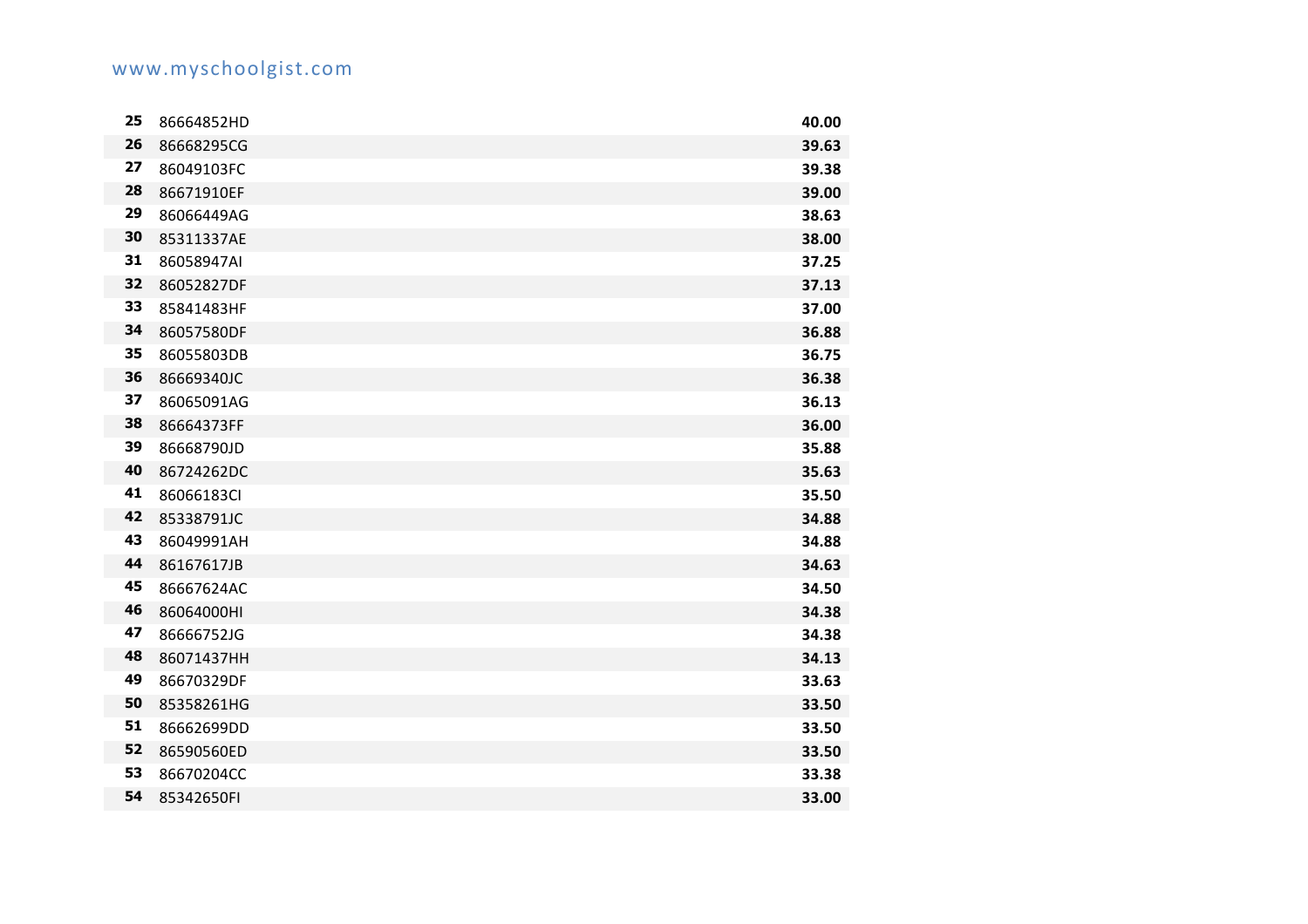| | | |
|---|---|---|
| **25** | 86664852HD | **40.00** |
| **26** | 86668295CG | **39.63** |
| **27** | 86049103FC | **39.38** |
| **28** | 86671910EF | **39.00** |
| **29** | 86066449AG | **38.63** |
| **30** | 85311337AE | **38.00** |
| **31** | 86058947AI | **37.25** |
| **32** | 86052827DF | **37.13** |
| **33** | 85841483HF | **37.00** |
| **34** | 86057580DF | **36.88** |
| **35** | 86055803DB | **36.75** |
| **36** | 86669340JC | **36.38** |
| **37** | 86065091AG | **36.13** |
| **38** | 86664373FF | **36.00** |
| **39** | 86668790JD | **35.88** |
| **40** | 86724262DC | **35.63** |
| **41** | 86066183CI | **35.50** |
| **42** | 85338791JC | **34.88** |
| **43** | 86049991AH | **34.88** |
| **44** | 86167617JB | **34.63** |
| **45** | 86667624AC | **34.50** |
| **46** | 86064000HI | **34.38** |
| **47** | 86666752JG | **34.38** |
| **48** | 86071437HH | **34.13** |
| **49** | 86670329DF | **33.63** |
| **50** | 85358261HG | **33.50** |
| **51** | 86662699DD | **33.50** |
| **52** | 86590560ED | **33.50** |
| **53** | 86670204CC | **33.38** |
| **54** | 85342650FI | **33.00** |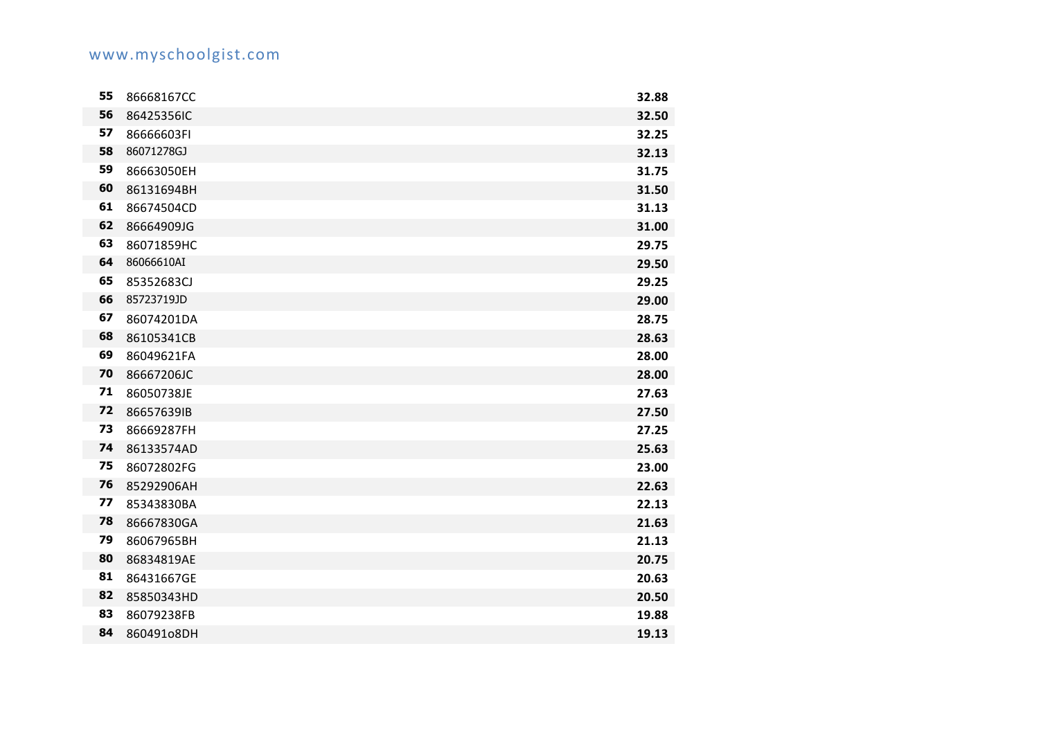| | | |
|---|---|---|
| **55** | 86668167CC | **32.88** |
| **56** | 86425356IC | **32.50** |
| **57** | 86666603FI | **32.25** |
| **58** | 86071278GJ | **32.13** |
| **59** | 86663050EH | **31.75** |
| **60** | 86131694BH | **31.50** |
| **61** | 86674504CD | **31.13** |
| **62** | 86664909JG | **31.00** |
| **63** | 86071859HC | **29.75** |
| **64** | 86066610AI | **29.50** |
| **65** | 85352683CJ | **29.25** |
| **66** | 85723719JD | **29.00** |
| **67** | 86074201DA | **28.75** |
| **68** | 86105341CB | **28.63** |
| **69** | 86049621FA | **28.00** |
| **70** | 86667206JC | **28.00** |
| **71** | 86050738JE | **27.63** |
| **72** | 86657639IB | **27.50** |
| **73** | 86669287FH | **27.25** |
| **74** | 86133574AD | **25.63** |
| **75** | 86072802FG | **23.00** |
| **76** | 85292906AH | **22.63** |
| **77** | 85343830BA | **22.13** |
| **78** | 86667830GA | **21.63** |
| **79** | 86067965BH | **21.13** |
| **80** | 86834819AE | **20.75** |
| **81** | 86431667GE | **20.63** |
| **82** | 85850343HD | **20.50** |
| **83** | 86079238FB | **19.88** |
| **84** | 860491o8DH | **19.13** |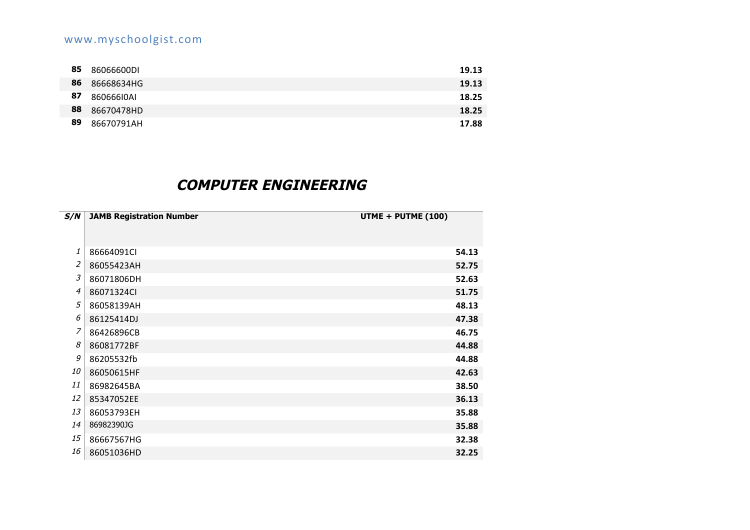| | | |
|---|---|---|
| **85** | 86066600DI | **19.13** |
| **86** | 86668634HG | **19.13** |
| **87** | 860666I0AI | **18.25** |
| **88** | 86670478HD | **18.25** |
| **89** | 86670791AH | **17.88** |

## *COMPUTER ENGINEERING*

| *S/N* | JAMB Registration Number | UTME + PUTME (100) |
|---|---|---|
| *1* | 86664091CI | **54.13** |
| *2* | 86055423AH | **52.75** |
| *3* | 86071806DH | **52.63** |
| *4* | 86071324CI | **51.75** |
| *5* | 86058139AH | **48.13** |
| *6* | 86125414DJ | **47.38** |
| *7* | 86426896CB | **46.75** |
| *8* | 86081772BF | **44.88** |
| *9* | 86205532fb | **44.88** |
| *10* | 86050615HF | **42.63** |
| *11* | 86982645BA | **38.50** |
| *12* | 85347052EE | **36.13** |
| *13* | 86053793EH | **35.88** |
| *14* | 86982390JG | **35.88** |
| *15* | 86667567HG | **32.38** |
| *16* | 86051036HD | **32.25** |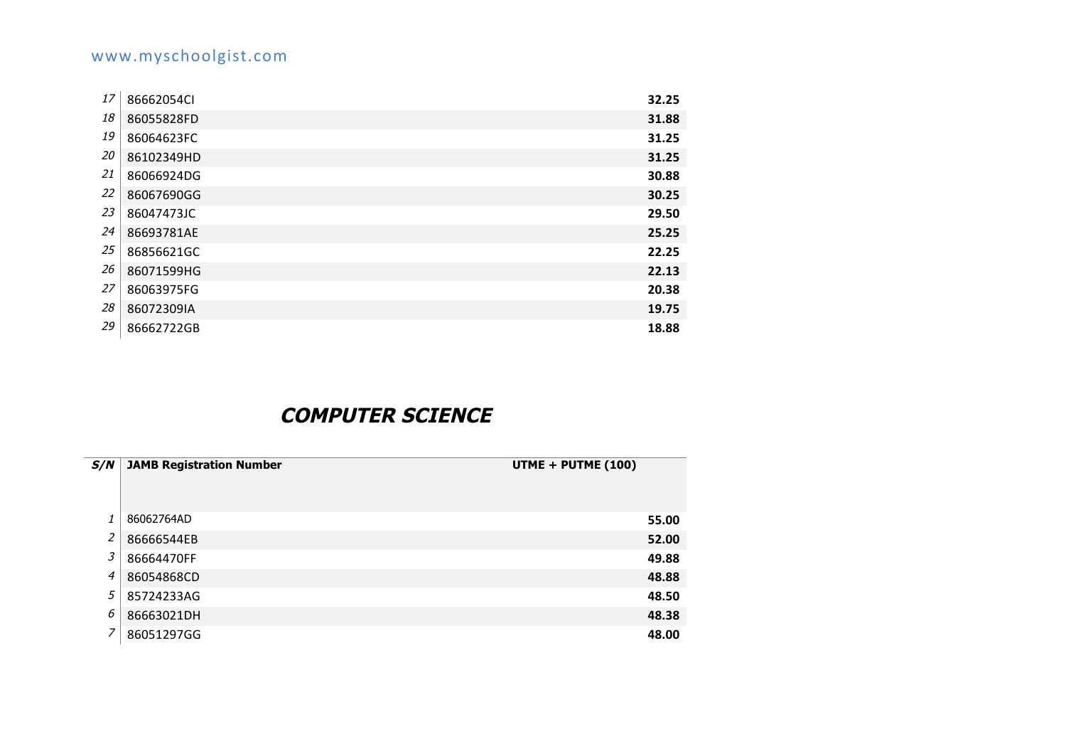| | | |
|---|---|---|
| *17* | 86662054CI | **32.25** |
| *18* | 86055828FD | **31.88** |
| *19* | 86064623FC | **31.25** |
| *20* | 86102349HD | **31.25** |
| *21* | 86066924DG | **30.88** |
| *22* | 86067690GG | **30.25** |
| *23* | 86047473JC | **29.50** |
| *24* | 86693781AE | **25.25** |
| *25* | 86856621GC | **22.25** |
| *26* | 86071599HG | **22.13** |
| *27* | 86063975FG | **20.38** |
| *28* | 86072309IA | **19.75** |
| *29* | 86662722GB | **18.88** |

## ***COMPUTER SCIENCE***

| ***S/N*** | **JAMB Registration Number** | **UTME + PUTME (100)** |
|---|---|---|
| *1* | 86062764AD | **55.00** |
| *2* | 86666544EB | **52.00** |
| *3* | 86664470FF | **49.88** |
| *4* | 86054868CD | **48.88** |
| *5* | 85724233AG | **48.50** |
| *6* | 86663021DH | **48.38** |
| *7* | 86051297GG | **48.00** |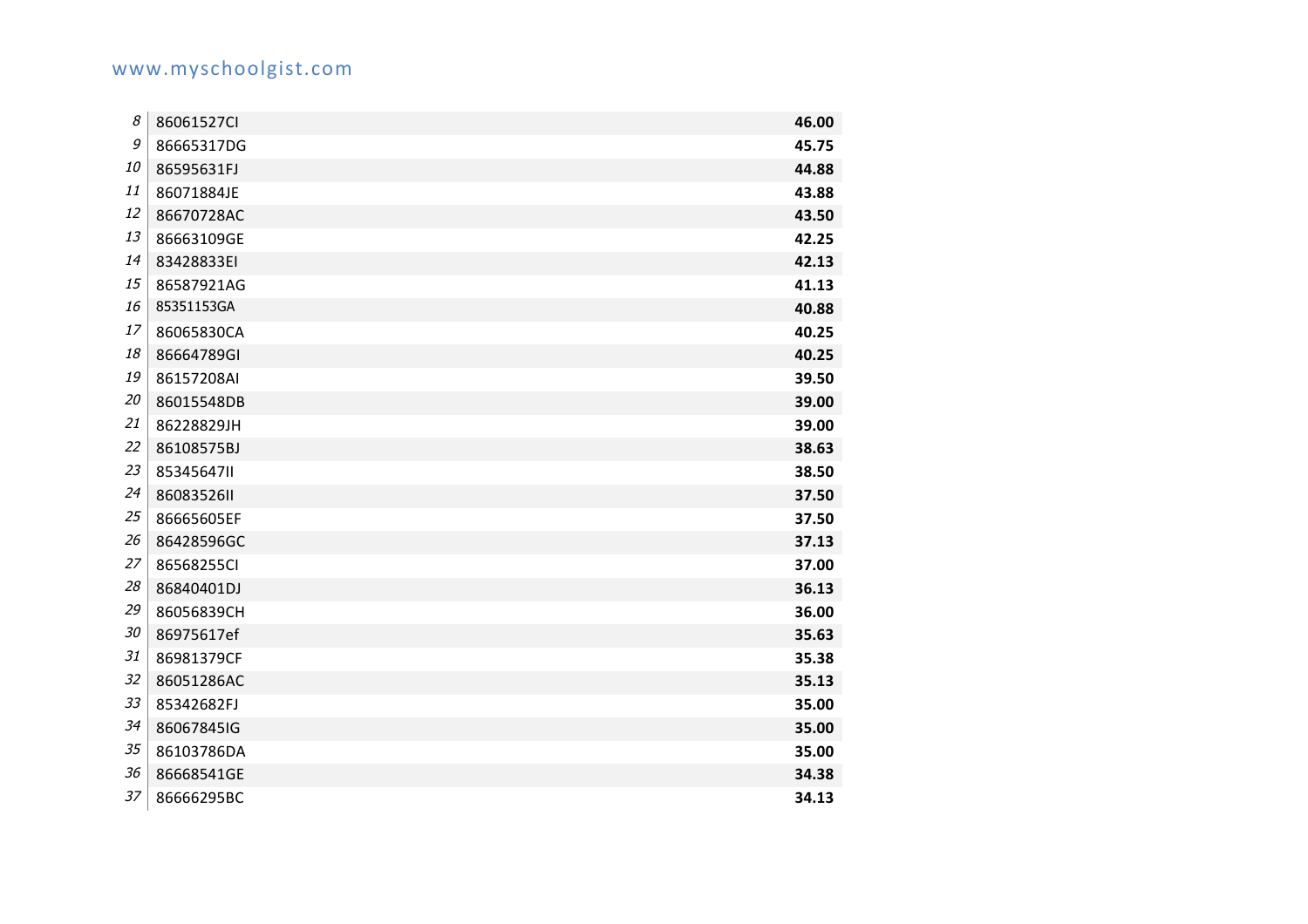| | | |
|---|---|---|
| *8* | 86061527CI | **46.00** |
| *9* | 86665317DG | **45.75** |
| *10* | 86595631FJ | **44.88** |
| *11* | 86071884JE | **43.88** |
| *12* | 86670728AC | **43.50** |
| *13* | 86663109GE | **42.25** |
| *14* | 83428833EI | **42.13** |
| *15* | 86587921AG | **41.13** |
| *16* | 85351153GA | **40.88** |
| *17* | 86065830CA | **40.25** |
| *18* | 86664789GI | **40.25** |
| *19* | 86157208AI | **39.50** |
| *20* | 86015548DB | **39.00** |
| *21* | 86228829JH | **39.00** |
| *22* | 86108575BJ | **38.63** |
| *23* | 85345647II | **38.50** |
| *24* | 86083526II | **37.50** |
| *25* | 86665605EF | **37.50** |
| *26* | 86428596GC | **37.13** |
| *27* | 86568255CI | **37.00** |
| *28* | 86840401DJ | **36.13** |
| *29* | 86056839CH | **36.00** |
| *30* | 86975617ef | **35.63** |
| *31* | 86981379CF | **35.38** |
| *32* | 86051286AC | **35.13** |
| *33* | 85342682FJ | **35.00** |
| *34* | 86067845IG | **35.00** |
| *35* | 86103786DA | **35.00** |
| *36* | 86668541GE | **34.38** |
| *37* | 86666295BC | **34.13** |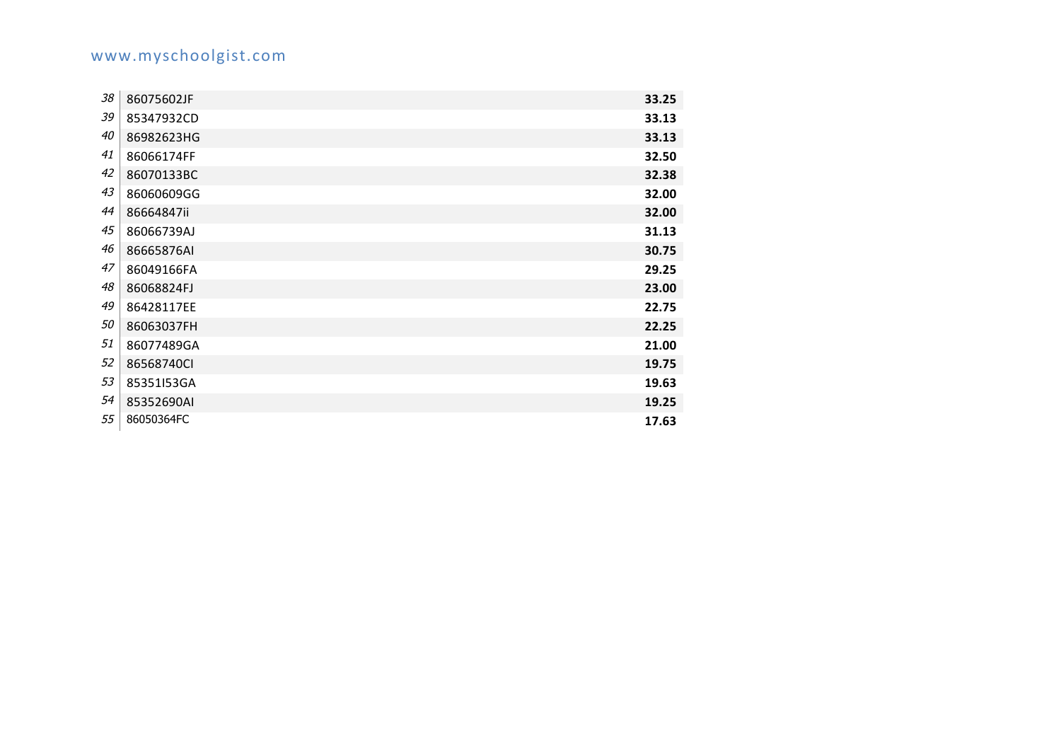| | | |
|---|---|---|
| *38* | 86075602JF | **33.25** |
| *39* | 85347932CD | **33.13** |
| *40* | 86982623HG | **33.13** |
| *41* | 86066174FF | **32.50** |
| *42* | 86070133BC | **32.38** |
| *43* | 86060609GG | **32.00** |
| *44* | 86664847ii | **32.00** |
| *45* | 86066739AJ | **31.13** |
| *46* | 86665876AI | **30.75** |
| *47* | 86049166FA | **29.25** |
| *48* | 86068824FJ | **23.00** |
| *49* | 86428117EE | **22.75** |
| *50* | 86063037FH | **22.25** |
| *51* | 86077489GA | **21.00** |
| *52* | 86568740CI | **19.75** |
| *53* | 85351I53GA | **19.63** |
| *54* | 85352690AI | **19.25** |
| *55* | 86050364FC | **17.63** |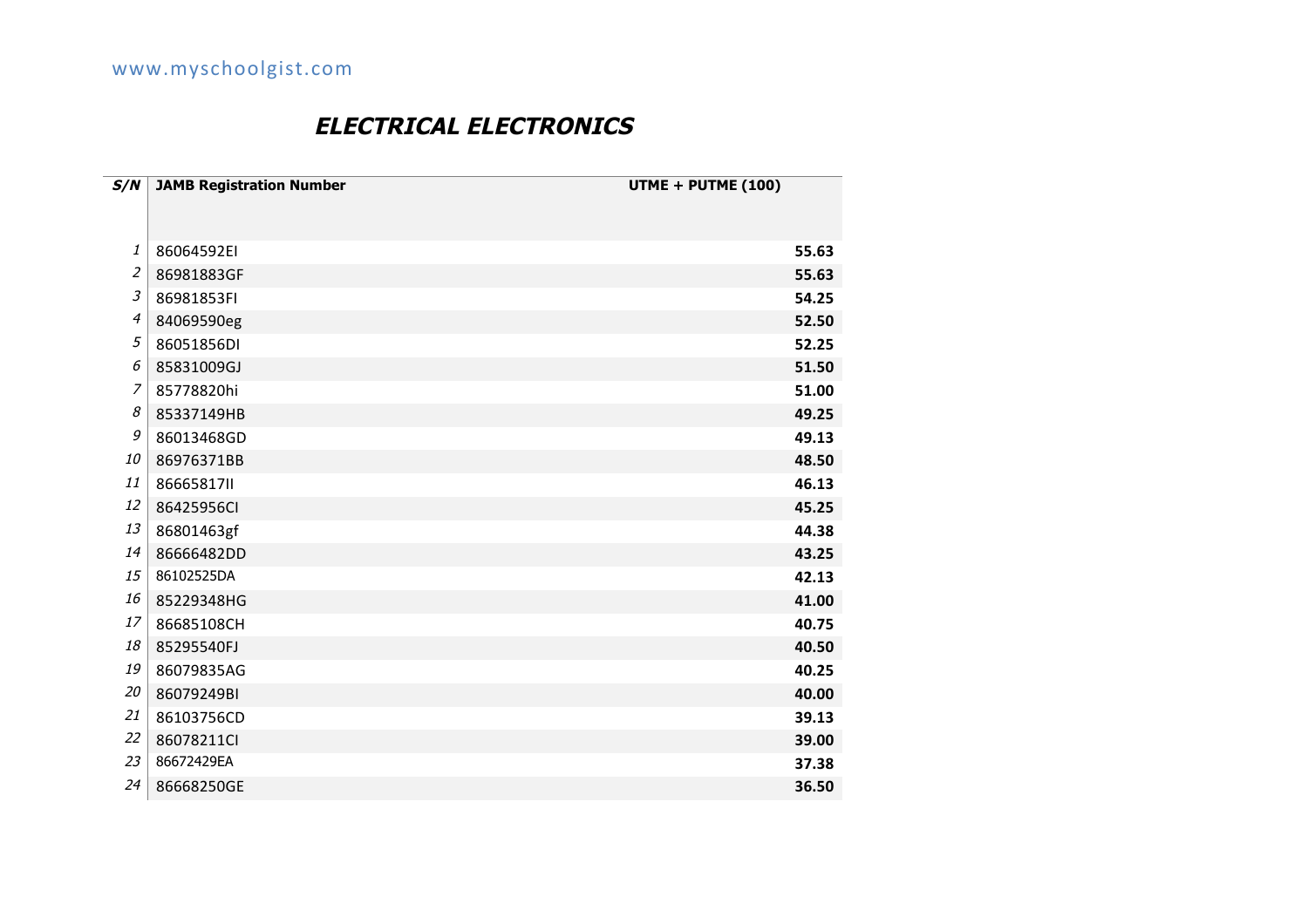## *ELECTRICAL ELECTRONICS*

| *S/N* | **JAMB Registration Number** | **UTME + PUTME (100)** |
|---|---|---|
| *1* | 86064592EI | **55.63** |
| *2* | 86981883GF | **55.63** |
| *3* | 86981853FI | **54.25** |
| *4* | 84069590eg | **52.50** |
| *5* | 86051856DI | **52.25** |
| *6* | 85831009GJ | **51.50** |
| *7* | 85778820hi | **51.00** |
| *8* | 85337149HB | **49.25** |
| *9* | 86013468GD | **49.13** |
| *10* | 86976371BB | **48.50** |
| *11* | 86665817II | **46.13** |
| *12* | 86425956CI | **45.25** |
| *13* | 86801463gf | **44.38** |
| *14* | 86666482DD | **43.25** |
| *15* | 86102525DA | **42.13** |
| *16* | 85229348HG | **41.00** |
| *17* | 86685108CH | **40.75** |
| *18* | 85295540FJ | **40.50** |
| *19* | 86079835AG | **40.25** |
| *20* | 86079249BI | **40.00** |
| *21* | 86103756CD | **39.13** |
| *22* | 86078211CI | **39.00** |
| *23* | 86672429EA | **37.38** |
| *24* | 86668250GE | **36.50** |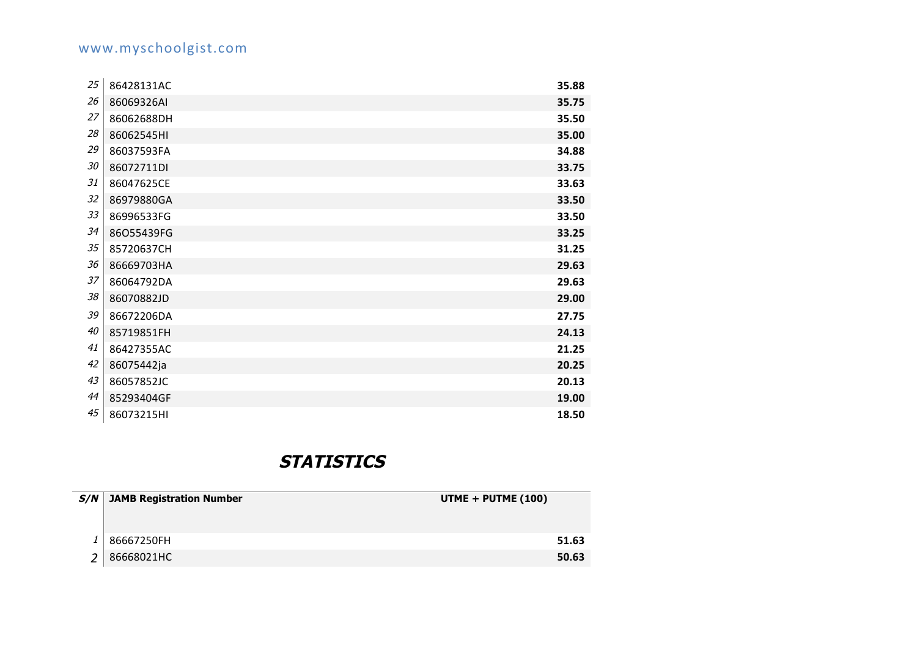| | | |
|---|---|---|
| 25 | 86428131AC | **35.88** |
| 26 | 86069326AI | **35.75** |
| 27 | 86062688DH | **35.50** |
| 28 | 86062545HI | **35.00** |
| 29 | 86037593FA | **34.88** |
| 30 | 86072711DI | **33.75** |
| 31 | 86047625CE | **33.63** |
| 32 | 86979880GA | **33.50** |
| 33 | 86996533FG | **33.50** |
| 34 | 86O55439FG | **33.25** |
| 35 | 85720637CH | **31.25** |
| 36 | 86669703HA | **29.63** |
| 37 | 86064792DA | **29.63** |
| 38 | 86070882JD | **29.00** |
| 39 | 86672206DA | **27.75** |
| 40 | 85719851FH | **24.13** |
| 41 | 86427355AC | **21.25** |
| 42 | 86075442ja | **20.25** |
| 43 | 86057852JC | **20.13** |
| 44 | 85293404GF | **19.00** |
| 45 | 86073215HI | **18.50** |

## ***STATISTICS***

| ***S/N*** | **JAMB Registration Number** | **UTME + PUTME (100)** |
|---|---|---|
| 1 | 86667250FH | **51.63** |
| 2 | 86668021HC | **50.63** |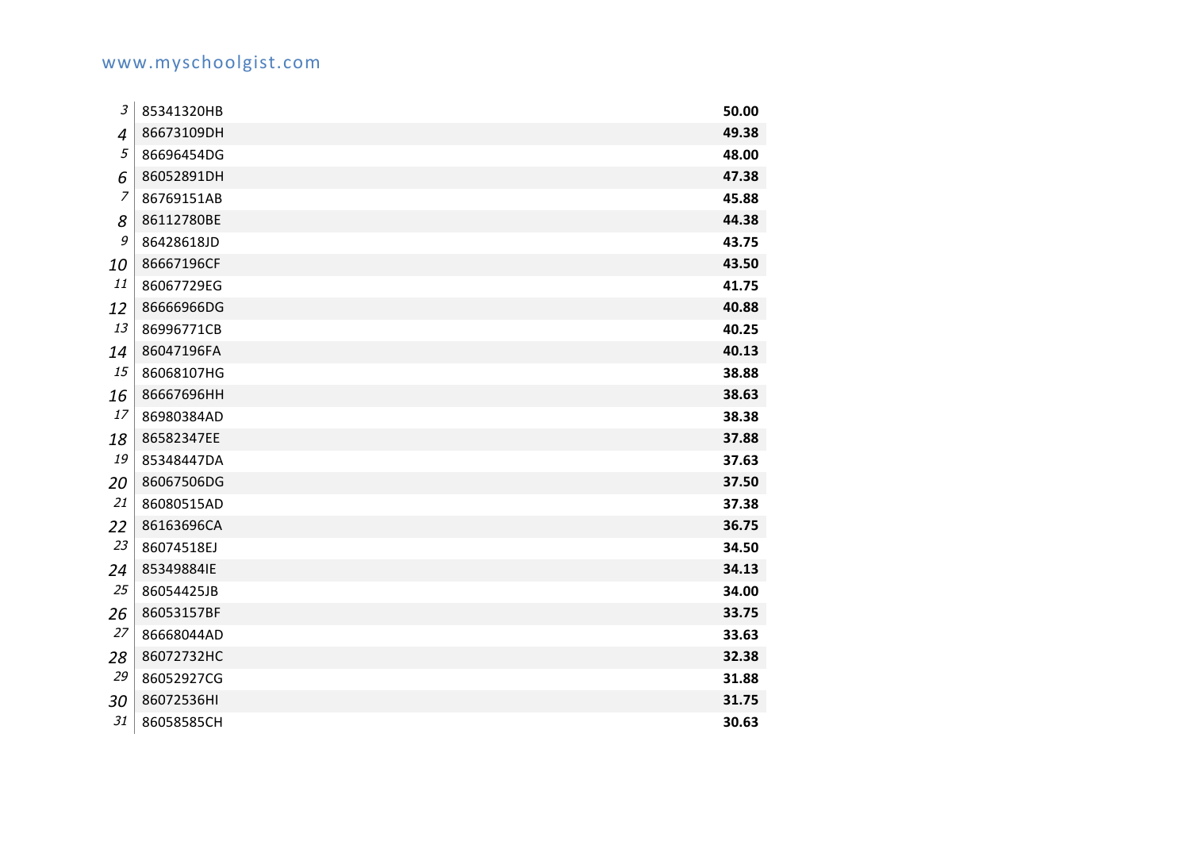| 3 | 85341320HB | 50.00 |
|---|---|---|
| 4 | 86673109DH | 49.38 |
| 5 | 86696454DG | 48.00 |
| 6 | 86052891DH | 47.38 |
| 7 | 86769151AB | 45.88 |
| 8 | 86112780BE | 44.38 |
| 9 | 86428618JD | 43.75 |
| 10 | 86667196CF | 43.50 |
| 11 | 86067729EG | 41.75 |
| 12 | 86666966DG | 40.88 |
| 13 | 86996771CB | 40.25 |
| 14 | 86047196FA | 40.13 |
| 15 | 86068107HG | 38.88 |
| 16 | 86667696HH | 38.63 |
| 17 | 86980384AD | 38.38 |
| 18 | 86582347EE | 37.88 |
| 19 | 85348447DA | 37.63 |
| 20 | 86067506DG | 37.50 |
| 21 | 86080515AD | 37.38 |
| 22 | 86163696CA | 36.75 |
| 23 | 86074518EJ | 34.50 |
| 24 | 85349884IE | 34.13 |
| 25 | 86054425JB | 34.00 |
| 26 | 86053157BF | 33.75 |
| 27 | 86668044AD | 33.63 |
| 28 | 86072732HC | 32.38 |
| 29 | 86052927CG | 31.88 |
| 30 | 86072536HI | 31.75 |
| 31 | 86058585CH | 30.63 |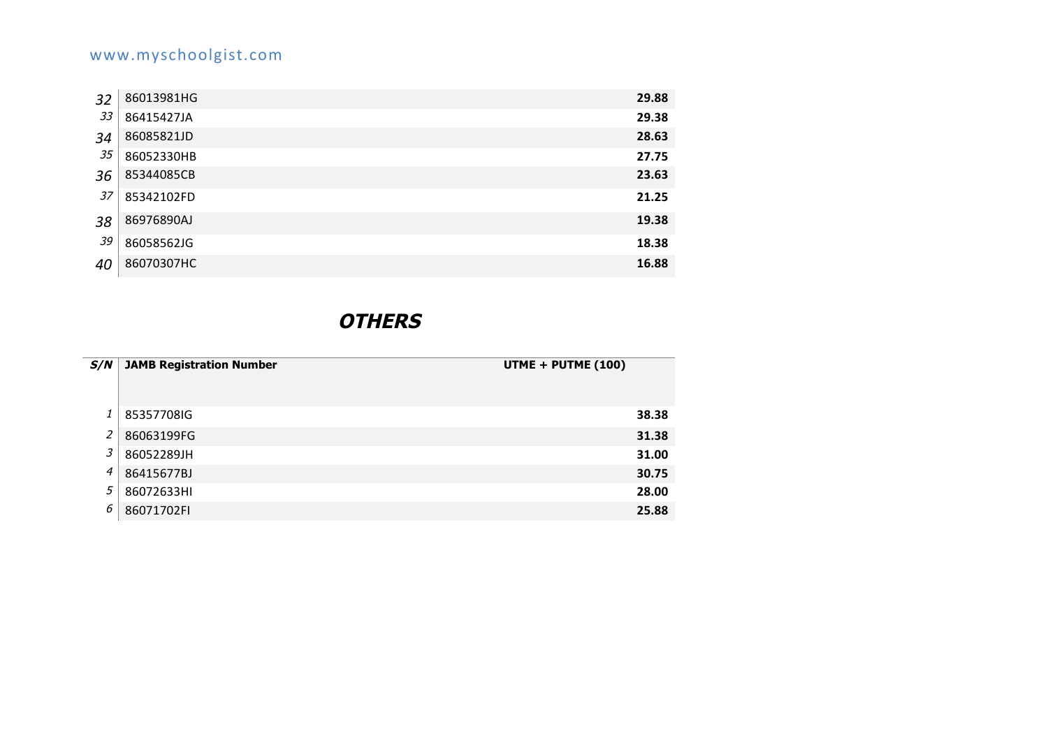| | | |
|---|---|---|
| *32* | 86013981HG | **29.88** |
| *33* | 86415427JA | **29.38** |
| *34* | 86085821JD | **28.63** |
| *35* | 86052330HB | **27.75** |
| *36* | 85344085CB | **23.63** |
| *37* | 85342102FD | **21.25** |
| *38* | 86976890AJ | **19.38** |
| *39* | 86058562JG | **18.38** |
| *40* | 86070307HC | **16.88** |

## *OTHERS*

| *S/N* | JAMB Registration Number | UTME + PUTME (100) |
|---|---|---|
| *1* | 85357708IG | **38.38** |
| *2* | 86063199FG | **31.38** |
| *3* | 86052289JH | **31.00** |
| *4* | 86415677BJ | **30.75** |
| *5* | 86072633HI | **28.00** |
| *6* | 86071702FI | **25.88** |